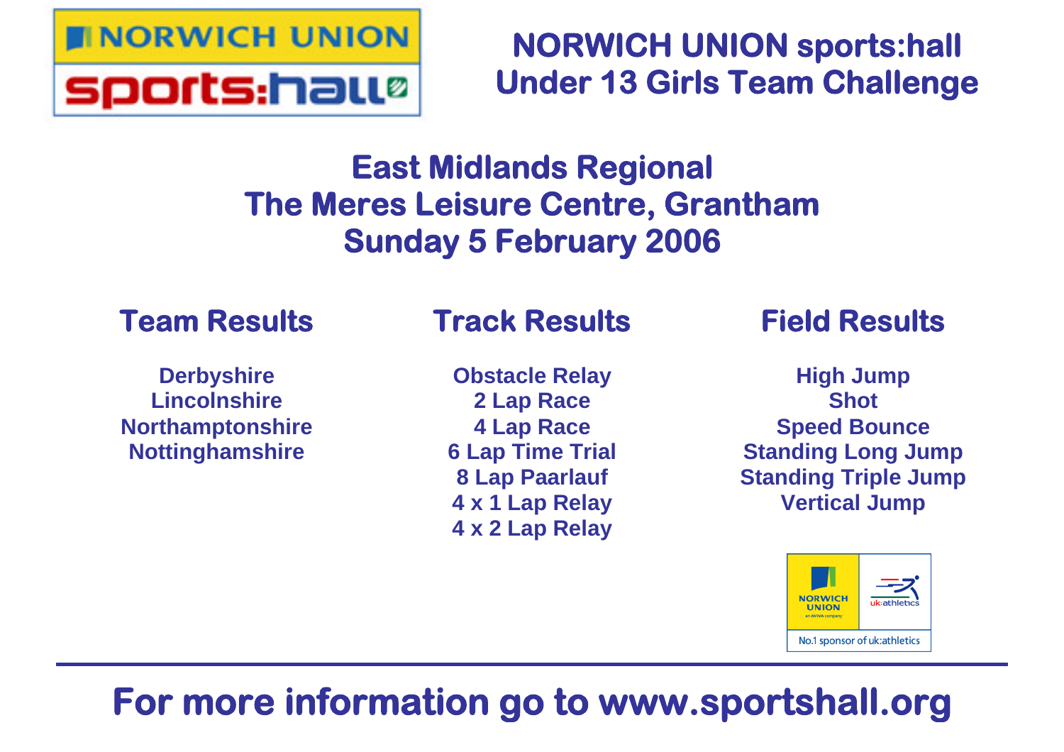# NORWICH UNION sports:hall
# Under 13 Girls Team Challenge

## East Midlands Regional
## The Meres Leisure Centre, Grantham
## Sunday 5 February 2006

### Team Results

**Derbyshire**
**Lincolnshire**
**Northamptonshire**
**Nottinghamshire**

### Track Results

**Obstacle Relay**
**2 Lap Race**
**4 Lap Race**
**6 Lap Time Trial**
**8 Lap Paarlauf**
**4 x 1 Lap Relay**
**4 x 2 Lap Relay**

### Field Results

**High Jump**
**Shot**
**Speed Bounce**
**Standing Long Jump**
**Standing Triple Jump**
**Vertical Jump**

NORWICH UNION an AVIVA company | uk:athletics
No.1 sponsor of uk:athletics

---

## For more information go to www.sportshall.org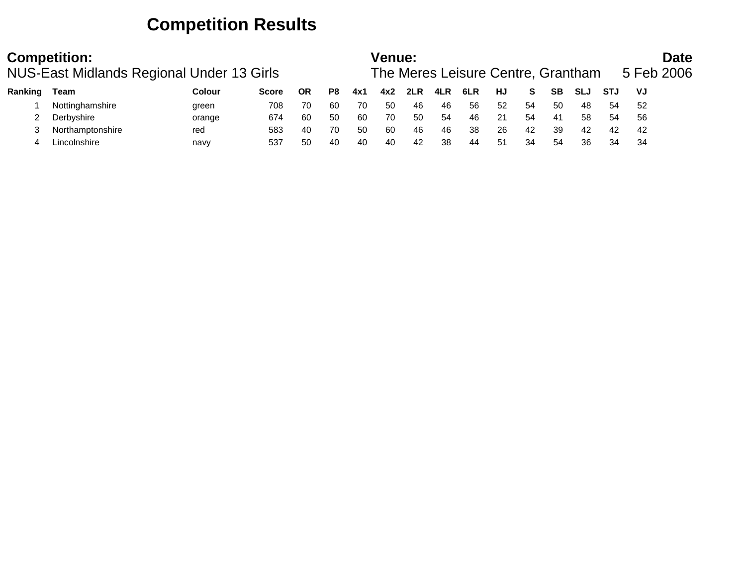# Competition Results

| Competition: | Venue: | Date |
|---|---|---|
| NUS-East Midlands Regional Under 13 Girls | The Meres Leisure Centre, Grantham | 5 Feb 2006 |

| Ranking | Team | Colour | Score | OR | P8 | 4x1 | 4x2 | 2LR | 4LR | 6LR | HJ | S | SB | SLJ | STJ | VJ |
|---|---|---|---|---|---|---|---|---|---|---|---|---|---|---|---|---|
| 1 | Nottinghamshire | green | 708 | 70 | 60 | 70 | 50 | 46 | 46 | 56 | 52 | 54 | 50 | 48 | 54 | 52 |
| 2 | Derbyshire | orange | 674 | 60 | 50 | 60 | 70 | 50 | 54 | 46 | 21 | 54 | 41 | 58 | 54 | 56 |
| 3 | Northamptonshire | red | 583 | 40 | 70 | 50 | 60 | 46 | 46 | 38 | 26 | 42 | 39 | 42 | 42 | 42 |
| 4 | Lincolnshire | navy | 537 | 50 | 40 | 40 | 40 | 42 | 38 | 44 | 51 | 34 | 54 | 36 | 34 | 34 |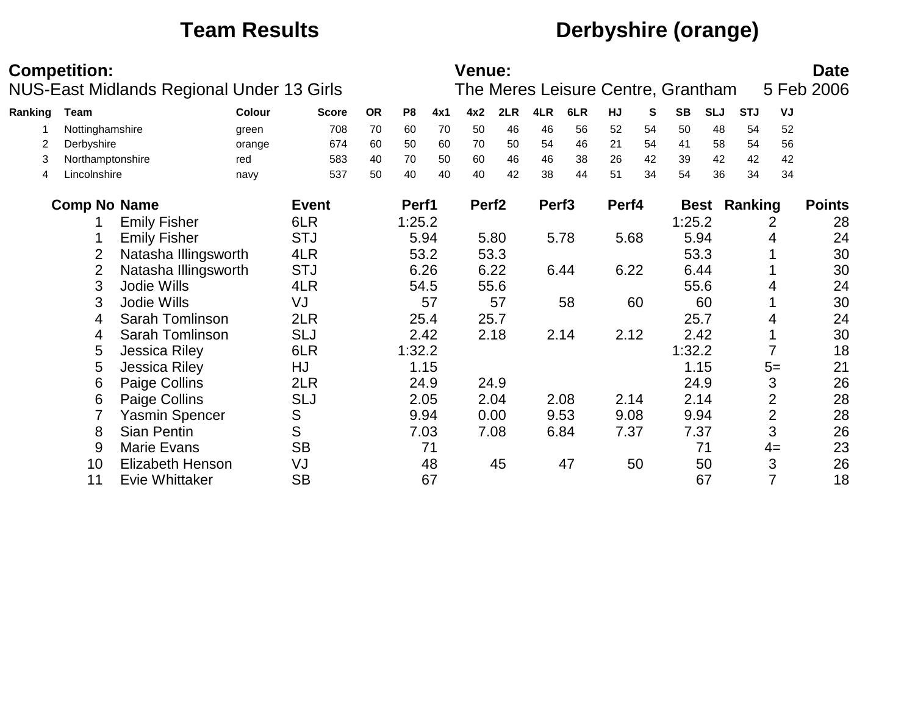# Team Results — Derbyshire (orange)

**Competition:** NUS-East Midlands Regional Under 13 Girls

**Venue:** The Meres Leisure Centre, Grantham

**Date:** 5 Feb 2006

| Ranking | Team | Colour | Score | OR | P8 | 4x1 | 4x2 | 2LR | 4LR | 6LR | HJ | S | SB | SLJ | STJ | VJ |
|---|---|---|---|---|---|---|---|---|---|---|---|---|---|---|---|---|
| 1 | Nottinghamshire | green | 708 | 70 | 60 | 70 | 50 | 46 | 46 | 56 | 52 | 54 | 50 | 48 | 54 | 52 |
| 2 | Derbyshire | orange | 674 | 60 | 50 | 60 | 70 | 50 | 54 | 46 | 21 | 54 | 41 | 58 | 54 | 56 |
| 3 | Northamptonshire | red | 583 | 40 | 70 | 50 | 60 | 46 | 46 | 38 | 26 | 42 | 39 | 42 | 42 | 42 |
| 4 | Lincolnshire | navy | 537 | 50 | 40 | 40 | 40 | 42 | 38 | 44 | 51 | 34 | 54 | 36 | 34 | 34 |

| Comp No | Name | Event | Perf1 | Perf2 | Perf3 | Perf4 | Best | Ranking | Points |
|---|---|---|---|---|---|---|---|---|---|
| 1 | Emily Fisher | 6LR | 1:25.2 | | | | 1:25.2 | 2 | 28 |
| 1 | Emily Fisher | STJ | 5.94 | 5.80 | 5.78 | 5.68 | 5.94 | 4 | 24 |
| 2 | Natasha Illingsworth | 4LR | 53.2 | 53.3 | | | 53.3 | 1 | 30 |
| 2 | Natasha Illingsworth | STJ | 6.26 | 6.22 | 6.44 | 6.22 | 6.44 | 1 | 30 |
| 3 | Jodie Wills | 4LR | 54.5 | 55.6 | | | 55.6 | 4 | 24 |
| 3 | Jodie Wills | VJ | 57 | 57 | 58 | 60 | 60 | 1 | 30 |
| 4 | Sarah Tomlinson | 2LR | 25.4 | 25.7 | | | 25.7 | 4 | 24 |
| 4 | Sarah Tomlinson | SLJ | 2.42 | 2.18 | 2.14 | 2.12 | 2.42 | 1 | 30 |
| 5 | Jessica Riley | 6LR | 1:32.2 | | | | 1:32.2 | 7 | 18 |
| 5 | Jessica Riley | HJ | 1.15 | | | | 1.15 | 5= | 21 |
| 6 | Paige Collins | 2LR | 24.9 | 24.9 | | | 24.9 | 3 | 26 |
| 6 | Paige Collins | SLJ | 2.05 | 2.04 | 2.08 | 2.14 | 2.14 | 2 | 28 |
| 7 | Yasmin Spencer | S | 9.94 | 0.00 | 9.53 | 9.08 | 9.94 | 2 | 28 |
| 8 | Sian Pentin | S | 7.03 | 7.08 | 6.84 | 7.37 | 7.37 | 3 | 26 |
| 9 | Marie Evans | SB | 71 | | | | 71 | 4= | 23 |
| 10 | Elizabeth Henson | VJ | 48 | 45 | 47 | 50 | 50 | 3 | 26 |
| 11 | Evie Whittaker | SB | 67 | | | | 67 | 7 | 18 |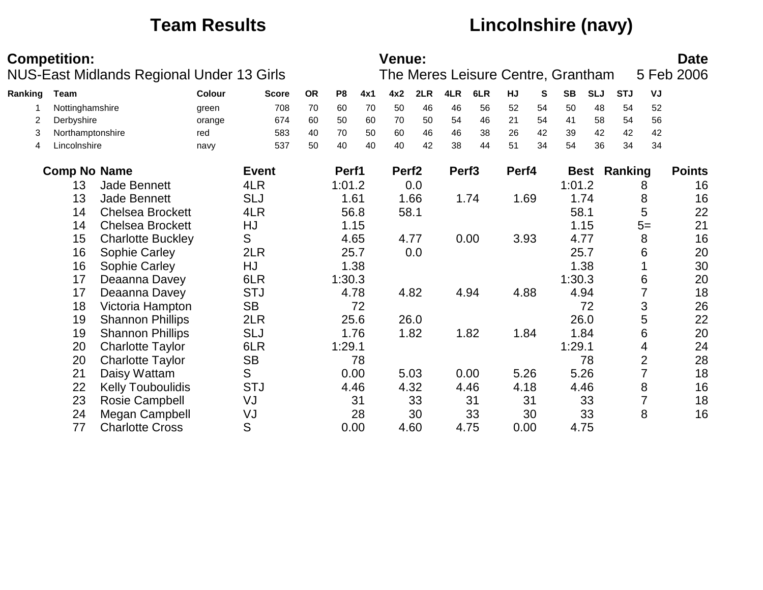# Team Results — Lincolnshire (navy)

**Competition:** NUS-East Midlands Regional Under 13 Girls

**Venue:** The Meres Leisure Centre, Grantham

**Date** 5 Feb 2006

| Ranking | Team | Colour | Score | OR | P8 | 4x1 | 4x2 | 2LR | 4LR | 6LR | HJ | S | SB | SLJ | STJ | VJ |
|---|---|---|---|---|---|---|---|---|---|---|---|---|---|---|---|---|
| 1 | Nottinghamshire | green | 708 | 70 | 60 | 70 | 50 | 46 | 46 | 56 | 52 | 54 | 50 | 48 | 54 | 52 |
| 2 | Derbyshire | orange | 674 | 60 | 50 | 60 | 70 | 50 | 54 | 46 | 21 | 54 | 41 | 58 | 54 | 56 |
| 3 | Northamptonshire | red | 583 | 40 | 70 | 50 | 60 | 46 | 46 | 38 | 26 | 42 | 39 | 42 | 42 | 42 |
| 4 | Lincolnshire | navy | 537 | 50 | 40 | 40 | 40 | 42 | 38 | 44 | 51 | 34 | 54 | 36 | 34 | 34 |

| Comp No | Name | Event | Perf1 | Perf2 | Perf3 | Perf4 | Best | Ranking | Points |
|---|---|---|---|---|---|---|---|---|---|
| 13 | Jade Bennett | 4LR | 1:01.2 | 0.0 | | | 1:01.2 | 8 | 16 |
| 13 | Jade Bennett | SLJ | 1.61 | 1.66 | 1.74 | 1.69 | 1.74 | 8 | 16 |
| 14 | Chelsea Brockett | 4LR | 56.8 | 58.1 | | | 58.1 | 5 | 22 |
| 14 | Chelsea Brockett | HJ | 1.15 | | | | 1.15 | 5= | 21 |
| 15 | Charlotte Buckley | S | 4.65 | 4.77 | 0.00 | 3.93 | 4.77 | 8 | 16 |
| 16 | Sophie Carley | 2LR | 25.7 | 0.0 | | | 25.7 | 6 | 20 |
| 16 | Sophie Carley | HJ | 1.38 | | | | 1.38 | 1 | 30 |
| 17 | Deaanna Davey | 6LR | 1:30.3 | | | | 1:30.3 | 6 | 20 |
| 17 | Deaanna Davey | STJ | 4.78 | 4.82 | 4.94 | 4.88 | 4.94 | 7 | 18 |
| 18 | Victoria Hampton | SB | 72 | | | | 72 | 3 | 26 |
| 19 | Shannon Phillips | 2LR | 25.6 | 26.0 | | | 26.0 | 5 | 22 |
| 19 | Shannon Phillips | SLJ | 1.76 | 1.82 | 1.82 | 1.84 | 1.84 | 6 | 20 |
| 20 | Charlotte Taylor | 6LR | 1:29.1 | | | | 1:29.1 | 4 | 24 |
| 20 | Charlotte Taylor | SB | 78 | | | | 78 | 2 | 28 |
| 21 | Daisy Wattam | S | 0.00 | 5.03 | 0.00 | 5.26 | 5.26 | 7 | 18 |
| 22 | Kelly Touboulidis | STJ | 4.46 | 4.32 | 4.46 | 4.18 | 4.46 | 8 | 16 |
| 23 | Rosie Campbell | VJ | 31 | 33 | 31 | 31 | 33 | 7 | 18 |
| 24 | Megan Campbell | VJ | 28 | 30 | 33 | 30 | 33 | 8 | 16 |
| 77 | Charlotte Cross | S | 0.00 | 4.60 | 4.75 | 0.00 | 4.75 | | |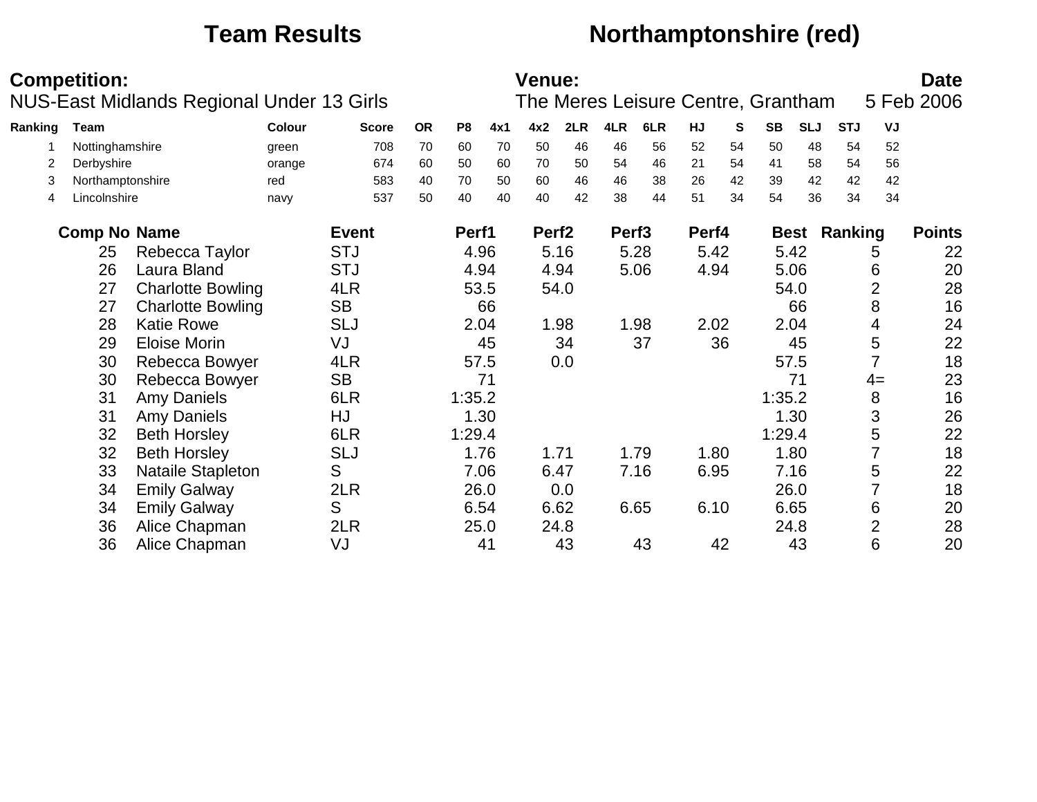# Team Results — Northamptonshire (red)

**Competition:** NUS-East Midlands Regional Under 13 Girls

**Venue:** The Meres Leisure Centre, Grantham

**Date:** 5 Feb 2006

| Ranking | Team | Colour | Score | OR | P8 | 4x1 | 4x2 | 2LR | 4LR | 6LR | HJ | S | SB | SLJ | STJ | VJ |
|---|---|---|---|---|---|---|---|---|---|---|---|---|---|---|---|---|
| 1 | Nottinghamshire | green | 708 | 70 | 60 | 70 | 50 | 46 | 46 | 56 | 52 | 54 | 50 | 48 | 54 | 52 |
| 2 | Derbyshire | orange | 674 | 60 | 50 | 60 | 70 | 50 | 54 | 46 | 21 | 54 | 41 | 58 | 54 | 56 |
| 3 | Northamptonshire | red | 583 | 40 | 70 | 50 | 60 | 46 | 46 | 38 | 26 | 42 | 39 | 42 | 42 | 42 |
| 4 | Lincolnshire | navy | 537 | 50 | 40 | 40 | 40 | 42 | 38 | 44 | 51 | 34 | 54 | 36 | 34 | 34 |

| Comp No | Name | Event | Perf1 | Perf2 | Perf3 | Perf4 | Best | Ranking | Points |
|---|---|---|---|---|---|---|---|---|---|
| 25 | Rebecca Taylor | STJ | 4.96 | 5.16 | 5.28 | 5.42 | 5.42 | 5 | 22 |
| 26 | Laura Bland | STJ | 4.94 | 4.94 | 5.06 | 4.94 | 5.06 | 6 | 20 |
| 27 | Charlotte Bowling | 4LR | 53.5 | 54.0 | | | 54.0 | 2 | 28 |
| 27 | Charlotte Bowling | SB | 66 | | | | 66 | 8 | 16 |
| 28 | Katie Rowe | SLJ | 2.04 | 1.98 | 1.98 | 2.02 | 2.04 | 4 | 24 |
| 29 | Eloise Morin | VJ | 45 | 34 | 37 | 36 | 45 | 5 | 22 |
| 30 | Rebecca Bowyer | 4LR | 57.5 | 0.0 | | | 57.5 | 7 | 18 |
| 30 | Rebecca Bowyer | SB | 71 | | | | 71 | 4= | 23 |
| 31 | Amy Daniels | 6LR | 1:35.2 | | | | 1:35.2 | 8 | 16 |
| 31 | Amy Daniels | HJ | 1.30 | | | | 1.30 | 3 | 26 |
| 32 | Beth Horsley | 6LR | 1:29.4 | | | | 1:29.4 | 5 | 22 |
| 32 | Beth Horsley | SLJ | 1.76 | 1.71 | 1.79 | 1.80 | 1.80 | 7 | 18 |
| 33 | Nataile Stapleton | S | 7.06 | 6.47 | 7.16 | 6.95 | 7.16 | 5 | 22 |
| 34 | Emily Galway | 2LR | 26.0 | 0.0 | | | 26.0 | 7 | 18 |
| 34 | Emily Galway | S | 6.54 | 6.62 | 6.65 | 6.10 | 6.65 | 6 | 20 |
| 36 | Alice Chapman | 2LR | 25.0 | 24.8 | | | 24.8 | 2 | 28 |
| 36 | Alice Chapman | VJ | 41 | 43 | 43 | 42 | 43 | 6 | 20 |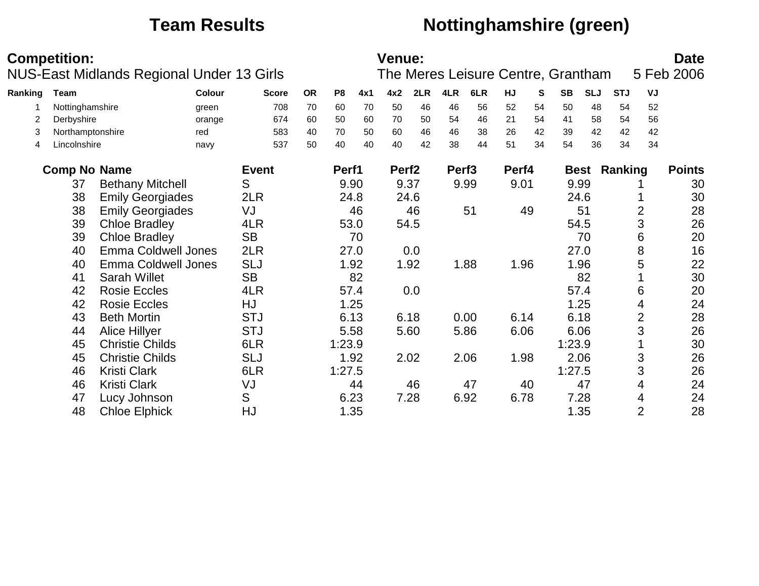# Team Results Nottinghamshire (green)

**Competition:**
NUS-East Midlands Regional Under 13 Girls

**Venue:**
The Meres Leisure Centre, Grantham

**Date**
5 Feb 2006

| Ranking | Team | Colour | Score | OR | P8 | 4x1 | 4x2 | 2LR | 4LR | 6LR | HJ | S | SB | SLJ | STJ | VJ |
|---|---|---|---|---|---|---|---|---|---|---|---|---|---|---|---|---|
| 1 | Nottinghamshire | green | 708 | 70 | 60 | 70 | 50 | 46 | 46 | 56 | 52 | 54 | 50 | 48 | 54 | 52 |
| 2 | Derbyshire | orange | 674 | 60 | 50 | 60 | 70 | 50 | 54 | 46 | 21 | 54 | 41 | 58 | 54 | 56 |
| 3 | Northamptonshire | red | 583 | 40 | 70 | 50 | 60 | 46 | 46 | 38 | 26 | 42 | 39 | 42 | 42 | 42 |
| 4 | Lincolnshire | navy | 537 | 50 | 40 | 40 | 40 | 42 | 38 | 44 | 51 | 34 | 54 | 36 | 34 | 34 |

| Comp No | Name | Event | Perf1 | Perf2 | Perf3 | Perf4 | Best | Ranking | Points |
|---|---|---|---|---|---|---|---|---|---|
| 37 | Bethany Mitchell | S | 9.90 | 9.37 | 9.99 | 9.01 | 9.99 | 1 | 30 |
| 38 | Emily Georgiades | 2LR | 24.8 | 24.6 | | | 24.6 | 1 | 30 |
| 38 | Emily Georgiades | VJ | 46 | 46 | 51 | 49 | 51 | 2 | 28 |
| 39 | Chloe Bradley | 4LR | 53.0 | 54.5 | | | 54.5 | 3 | 26 |
| 39 | Chloe Bradley | SB | 70 | | | | 70 | 6 | 20 |
| 40 | Emma Coldwell Jones | 2LR | 27.0 | 0.0 | | | 27.0 | 8 | 16 |
| 40 | Emma Coldwell Jones | SLJ | 1.92 | 1.92 | 1.88 | 1.96 | 1.96 | 5 | 22 |
| 41 | Sarah Willet | SB | 82 | | | | 82 | 1 | 30 |
| 42 | Rosie Eccles | 4LR | 57.4 | 0.0 | | | 57.4 | 6 | 20 |
| 42 | Rosie Eccles | HJ | 1.25 | | | | 1.25 | 4 | 24 |
| 43 | Beth Mortin | STJ | 6.13 | 6.18 | 0.00 | 6.14 | 6.18 | 2 | 28 |
| 44 | Alice Hillyer | STJ | 5.58 | 5.60 | 5.86 | 6.06 | 6.06 | 3 | 26 |
| 45 | Christie Childs | 6LR | 1:23.9 | | | | 1:23.9 | 1 | 30 |
| 45 | Christie Childs | SLJ | 1.92 | 2.02 | 2.06 | 1.98 | 2.06 | 3 | 26 |
| 46 | Kristi Clark | 6LR | 1:27.5 | | | | 1:27.5 | 3 | 26 |
| 46 | Kristi Clark | VJ | 44 | 46 | 47 | 40 | 47 | 4 | 24 |
| 47 | Lucy Johnson | S | 6.23 | 7.28 | 6.92 | 6.78 | 7.28 | 4 | 24 |
| 48 | Chloe Elphick | HJ | 1.35 | | | | 1.35 | 2 | 28 |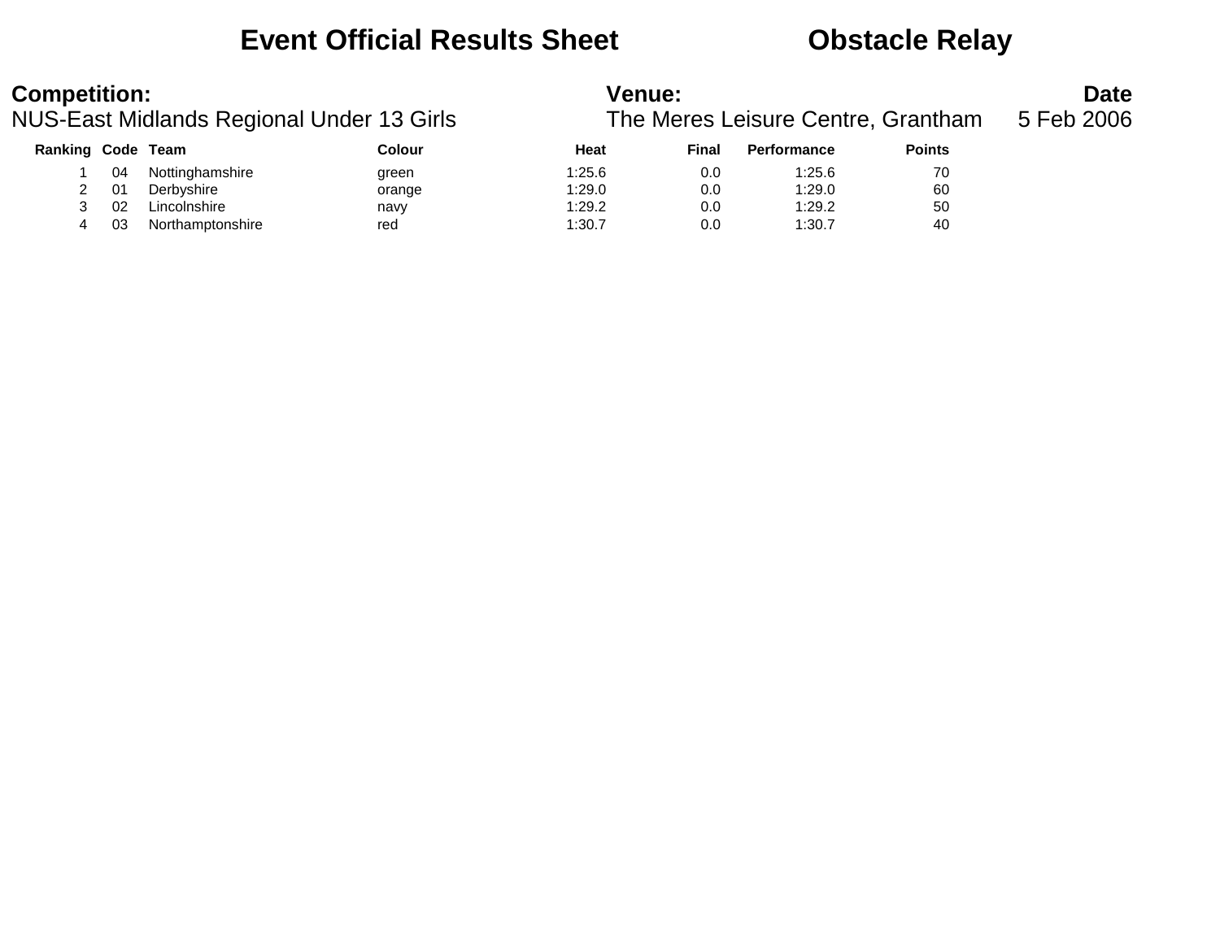# Event Official Results Sheet Obstacle Relay

**Competition:**
NUS-East Midlands Regional Under 13 Girls

**Venue:**
The Meres Leisure Centre, Grantham

**Date**
5 Feb 2006

| Ranking | Code | Team | Colour | Heat | Final | Performance | Points |
|---|---|---|---|---|---|---|---|
| 1 | 04 | Nottinghamshire | green | 1:25.6 | 0.0 | 1:25.6 | 70 |
| 2 | 01 | Derbyshire | orange | 1:29.0 | 0.0 | 1:29.0 | 60 |
| 3 | 02 | Lincolnshire | navy | 1:29.2 | 0.0 | 1:29.2 | 50 |
| 4 | 03 | Northamptonshire | red | 1:30.7 | 0.0 | 1:30.7 | 40 |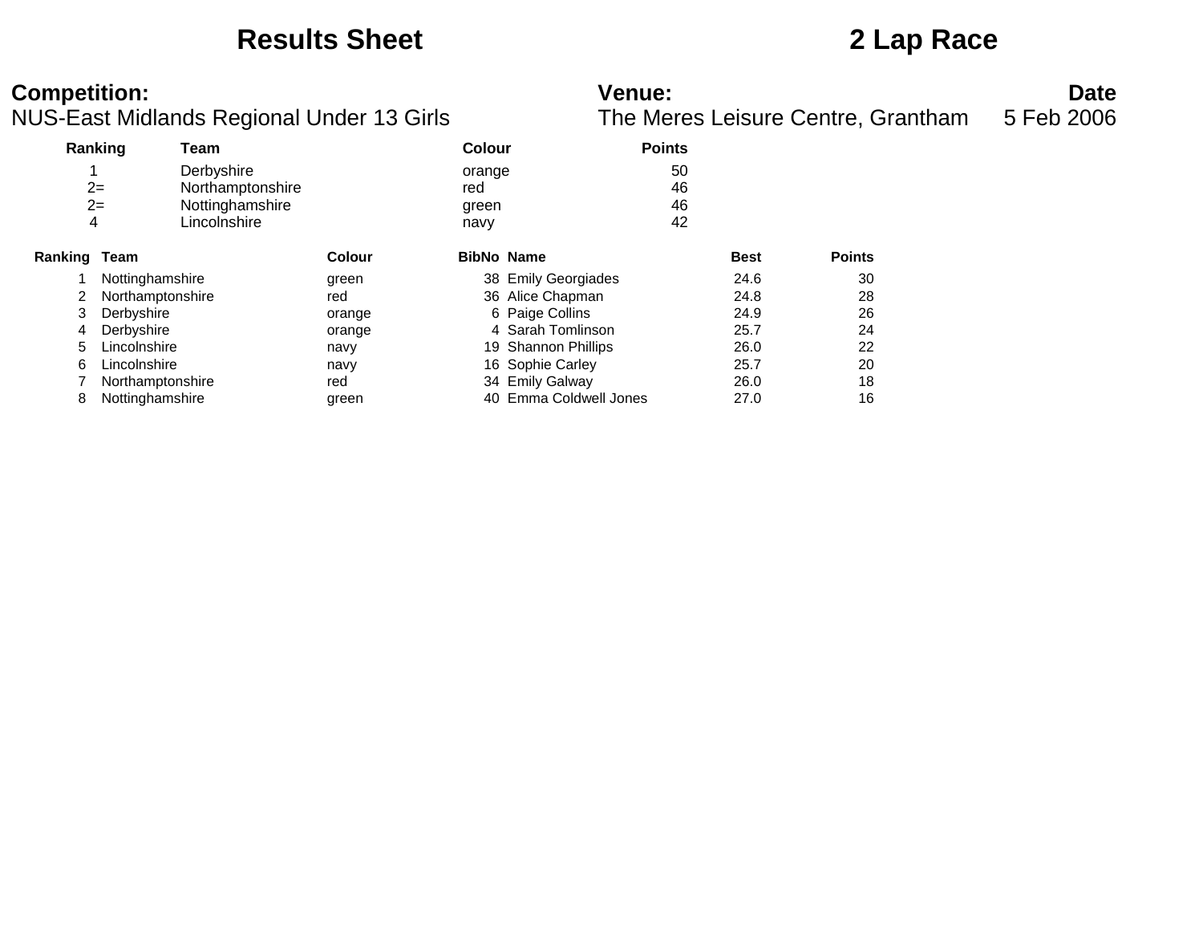# Results Sheet

# 2 Lap Race

**Competition:**
NUS-East Midlands Regional Under 13 Girls

**Venue:**
The Meres Leisure Centre, Grantham

**Date**
5 Feb 2006

| Ranking | Team | Colour | Points |
|---|---|---|---|
| 1 | Derbyshire | orange | 50 |
| 2= | Northamptonshire | red | 46 |
| 2= | Nottinghamshire | green | 46 |
| 4 | Lincolnshire | navy | 42 |

| Ranking | Team | Colour | BibNo | Name | Best | Points |
|---|---|---|---|---|---|---|
| 1 | Nottinghamshire | green | 38 | Emily Georgiades | 24.6 | 30 |
| 2 | Northamptonshire | red | 36 | Alice Chapman | 24.8 | 28 |
| 3 | Derbyshire | orange | 6 | Paige Collins | 24.9 | 26 |
| 4 | Derbyshire | orange | 4 | Sarah Tomlinson | 25.7 | 24 |
| 5 | Lincolnshire | navy | 19 | Shannon Phillips | 26.0 | 22 |
| 6 | Lincolnshire | navy | 16 | Sophie Carley | 25.7 | 20 |
| 7 | Northamptonshire | red | 34 | Emily Galway | 26.0 | 18 |
| 8 | Nottinghamshire | green | 40 | Emma Coldwell Jones | 27.0 | 16 |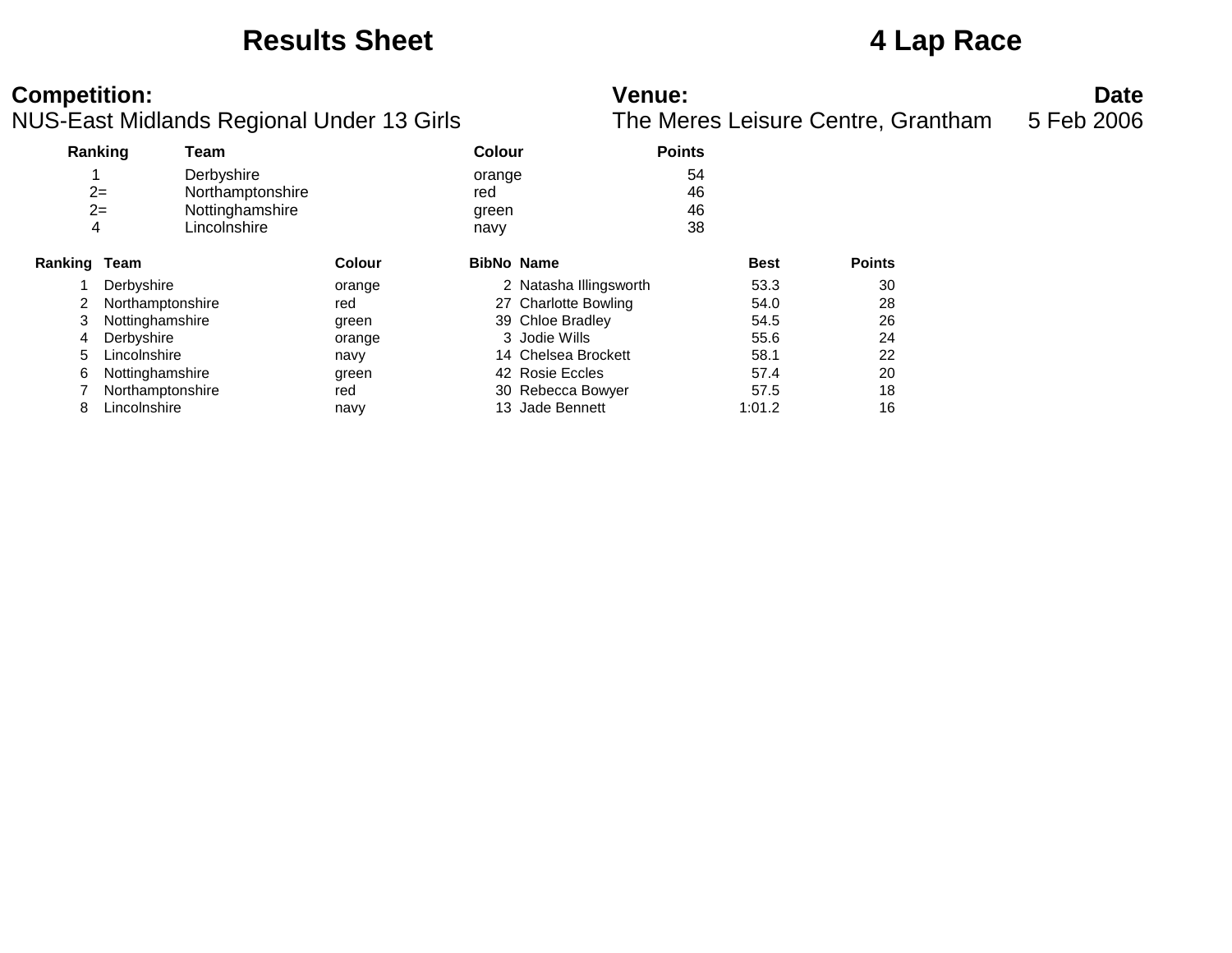# Results Sheet

# 4 Lap Race

**Competition:**
NUS-East Midlands Regional Under 13 Girls

**Venue:**
The Meres Leisure Centre, Grantham

**Date**
5 Feb 2006

| Ranking | Team | Colour | Points |
|---|---|---|---|
| 1 | Derbyshire | orange | 54 |
| 2= | Northamptonshire | red | 46 |
| 2= | Nottinghamshire | green | 46 |
| 4 | Lincolnshire | navy | 38 |

| Ranking | Team | Colour | BibNo | Name | Best | Points |
|---|---|---|---|---|---|---|
| 1 | Derbyshire | orange | 2 | Natasha Illingsworth | 53.3 | 30 |
| 2 | Northamptonshire | red | 27 | Charlotte Bowling | 54.0 | 28 |
| 3 | Nottinghamshire | green | 39 | Chloe Bradley | 54.5 | 26 |
| 4 | Derbyshire | orange | 3 | Jodie Wills | 55.6 | 24 |
| 5 | Lincolnshire | navy | 14 | Chelsea Brockett | 58.1 | 22 |
| 6 | Nottinghamshire | green | 42 | Rosie Eccles | 57.4 | 20 |
| 7 | Northamptonshire | red | 30 | Rebecca Bowyer | 57.5 | 18 |
| 8 | Lincolnshire | navy | 13 | Jade Bennett | 1:01.2 | 16 |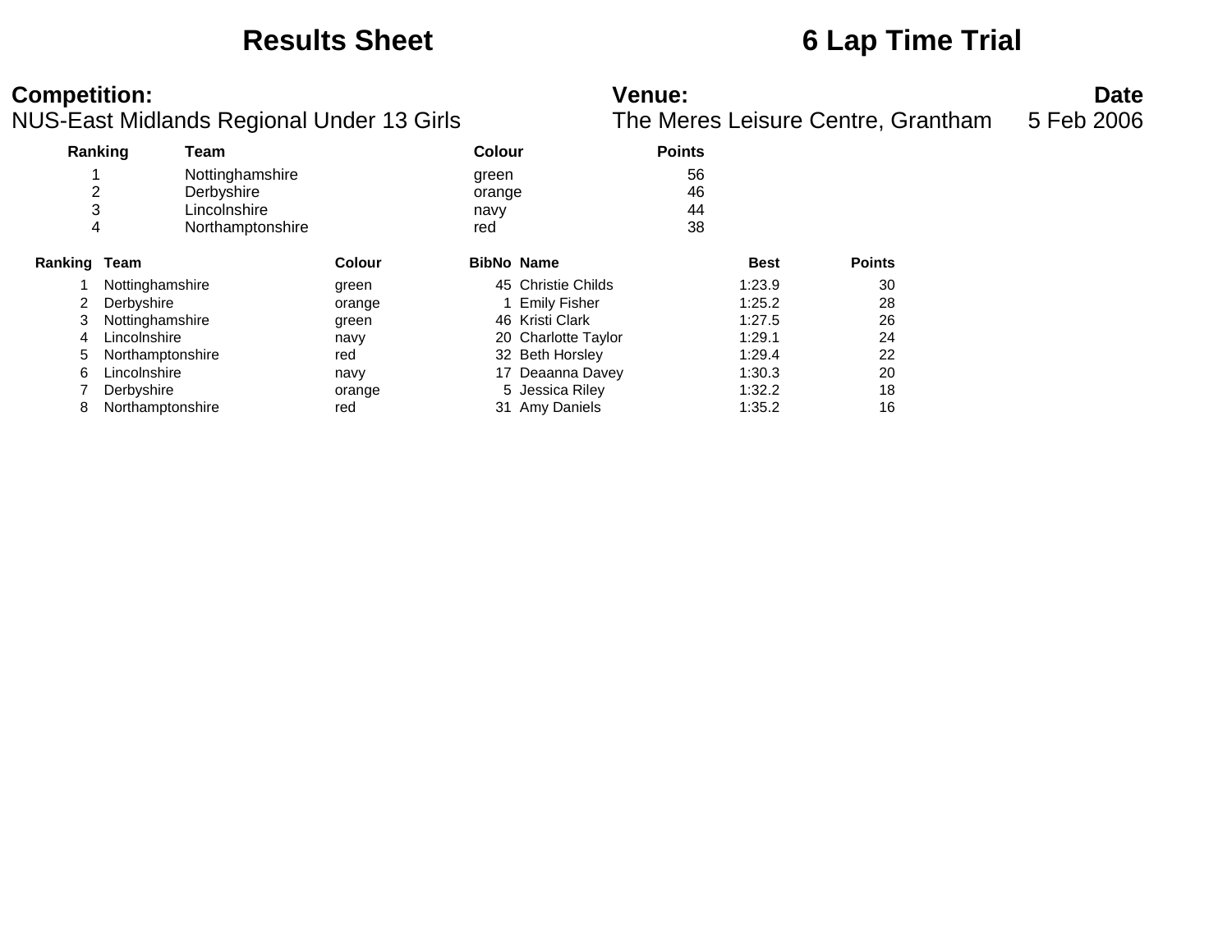# Results Sheet

# 6 Lap Time Trial

**Competition:**
NUS-East Midlands Regional Under 13 Girls

**Venue:**
The Meres Leisure Centre, Grantham

**Date**
5 Feb 2006

| Ranking | Team | Colour | Points |
|---|---|---|---|
| 1 | Nottinghamshire | green | 56 |
| 2 | Derbyshire | orange | 46 |
| 3 | Lincolnshire | navy | 44 |
| 4 | Northamptonshire | red | 38 |

| Ranking | Team | Colour | BibNo | Name | Best | Points |
|---|---|---|---|---|---|---|
| 1 | Nottinghamshire | green | 45 | Christie Childs | 1:23.9 | 30 |
| 2 | Derbyshire | orange | 1 | Emily Fisher | 1:25.2 | 28 |
| 3 | Nottinghamshire | green | 46 | Kristi Clark | 1:27.5 | 26 |
| 4 | Lincolnshire | navy | 20 | Charlotte Taylor | 1:29.1 | 24 |
| 5 | Northamptonshire | red | 32 | Beth Horsley | 1:29.4 | 22 |
| 6 | Lincolnshire | navy | 17 | Deaanna Davey | 1:30.3 | 20 |
| 7 | Derbyshire | orange | 5 | Jessica Riley | 1:32.2 | 18 |
| 8 | Northamptonshire | red | 31 | Amy Daniels | 1:35.2 | 16 |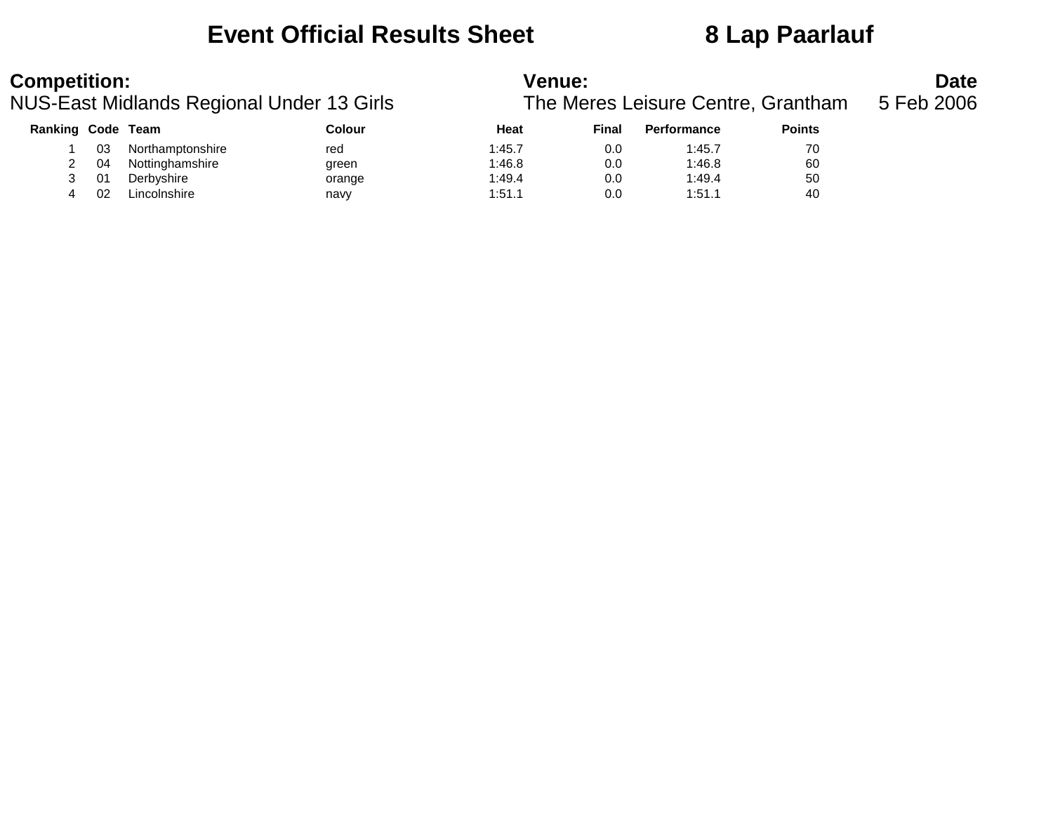# Event Official Results Sheet 8 Lap Paarlauf

**Competition:** NUS-East Midlands Regional Under 13 Girls

**Venue:** The Meres Leisure Centre, Grantham

**Date** 5 Feb 2006

| Ranking | Code | Team | Colour | Heat | Final | Performance | Points |
|---|---|---|---|---|---|---|---|
| 1 | 03 | Northamptonshire | red | 1:45.7 | 0.0 | 1:45.7 | 70 |
| 2 | 04 | Nottinghamshire | green | 1:46.8 | 0.0 | 1:46.8 | 60 |
| 3 | 01 | Derbyshire | orange | 1:49.4 | 0.0 | 1:49.4 | 50 |
| 4 | 02 | Lincolnshire | navy | 1:51.1 | 0.0 | 1:51.1 | 40 |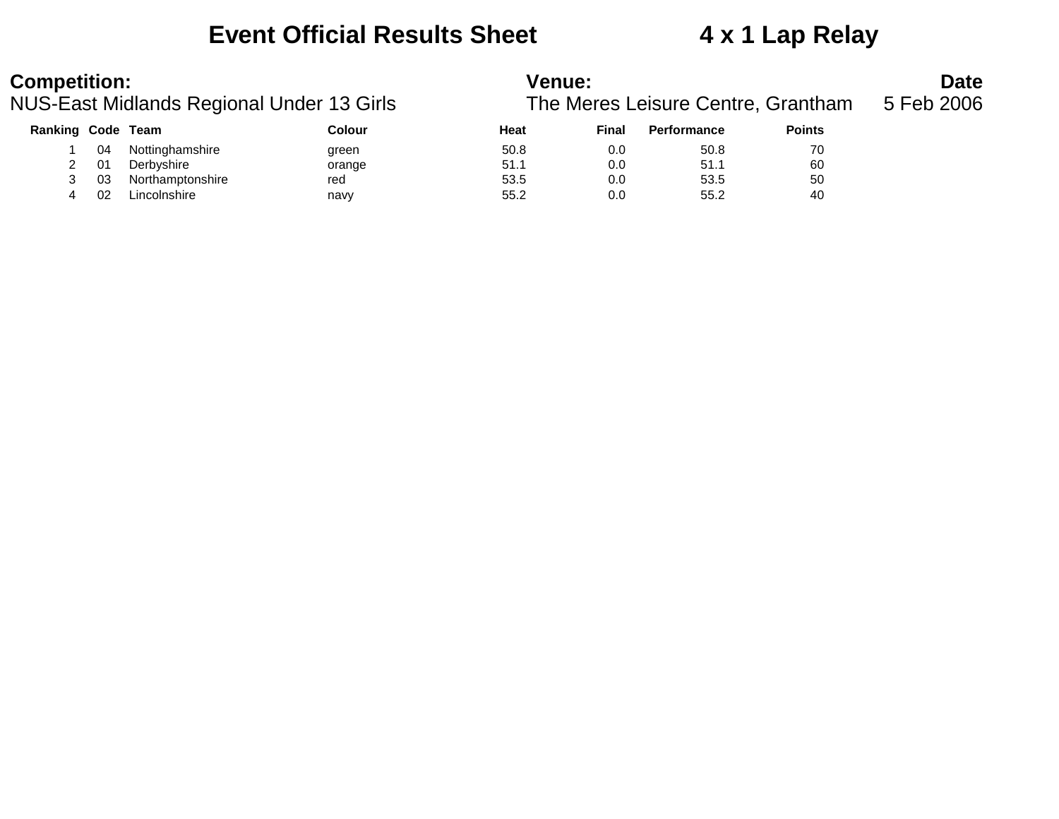# Event Official Results Sheet 4 x 1 Lap Relay

**Competition:**
NUS-East Midlands Regional Under 13 Girls

**Venue:**
The Meres Leisure Centre, Grantham

**Date**
5 Feb 2006

| Ranking | Code | Team | Colour | Heat | Final | Performance | Points |
|---|---|---|---|---|---|---|---|
| 1 | 04 | Nottinghamshire | green | 50.8 | 0.0 | 50.8 | 70 |
| 2 | 01 | Derbyshire | orange | 51.1 | 0.0 | 51.1 | 60 |
| 3 | 03 | Northamptonshire | red | 53.5 | 0.0 | 53.5 | 50 |
| 4 | 02 | Lincolnshire | navy | 55.2 | 0.0 | 55.2 | 40 |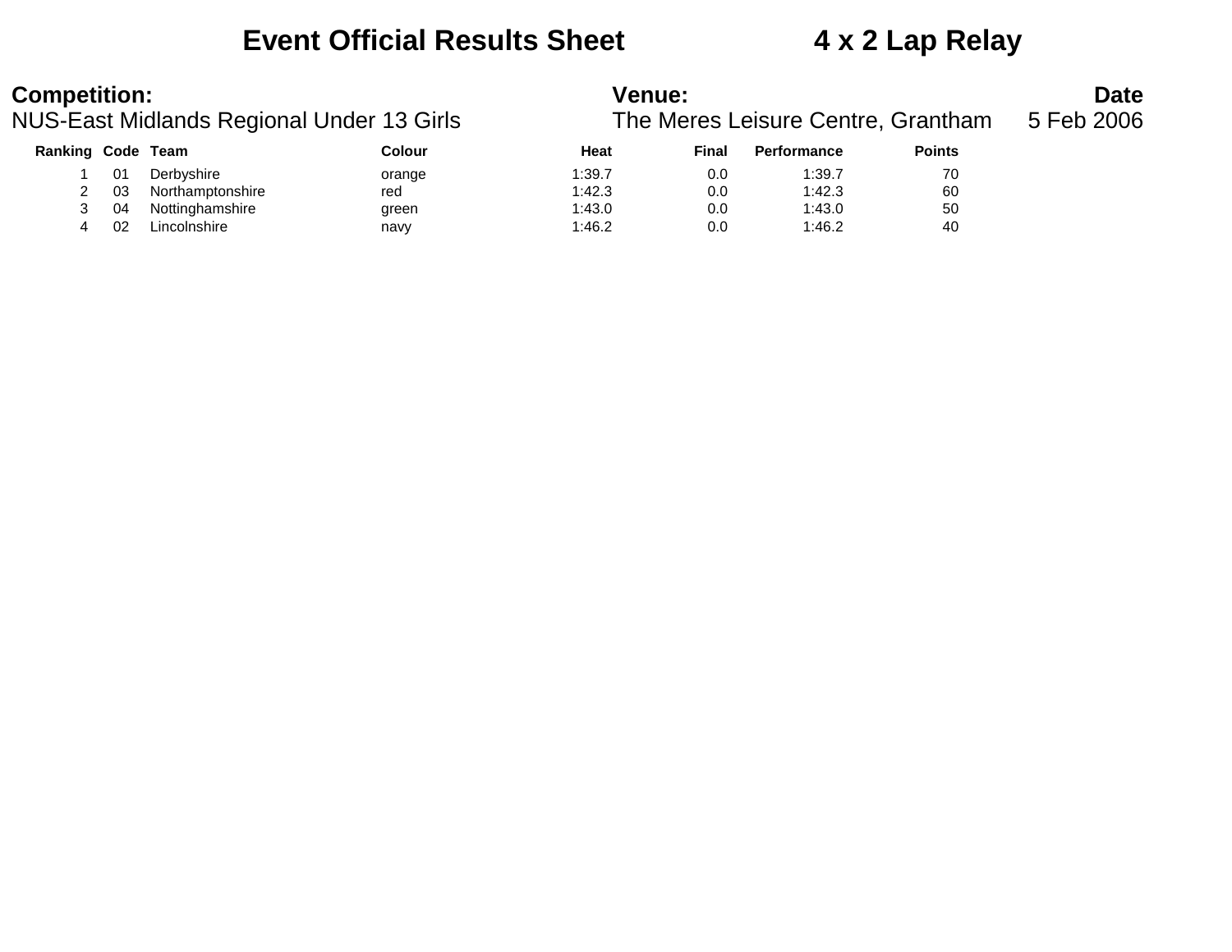# Event Official Results Sheet 4 x 2 Lap Relay

**Competition:**
NUS-East Midlands Regional Under 13 Girls

**Venue:**
The Meres Leisure Centre, Grantham

**Date**
5 Feb 2006

| Ranking | Code | Team | Colour | Heat | Final | Performance | Points |
|---|---|---|---|---|---|---|---|
| 1 | 01 | Derbyshire | orange | 1:39.7 | 0.0 | 1:39.7 | 70 |
| 2 | 03 | Northamptonshire | red | 1:42.3 | 0.0 | 1:42.3 | 60 |
| 3 | 04 | Nottinghamshire | green | 1:43.0 | 0.0 | 1:43.0 | 50 |
| 4 | 02 | Lincolnshire | navy | 1:46.2 | 0.0 | 1:46.2 | 40 |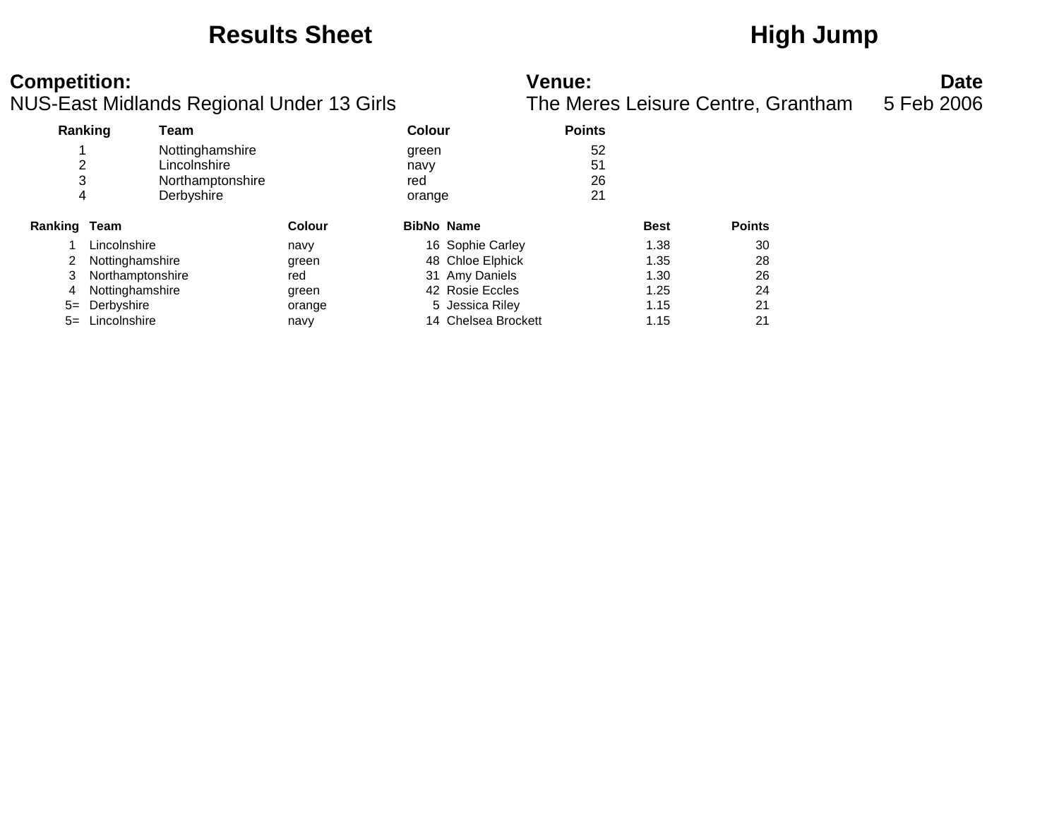# Results Sheet

# High Jump

**Competition:**
NUS-East Midlands Regional Under 13 Girls

**Venue:**
The Meres Leisure Centre, Grantham

**Date**
5 Feb 2006

| Ranking | Team | Colour | Points |
|---|---|---|---|
| 1 | Nottinghamshire | green | 52 |
| 2 | Lincolnshire | navy | 51 |
| 3 | Northamptonshire | red | 26 |
| 4 | Derbyshire | orange | 21 |

| Ranking | Team | Colour | BibNo | Name | Best | Points |
|---|---|---|---|---|---|---|
| 1 | Lincolnshire | navy | 16 | Sophie Carley | 1.38 | 30 |
| 2 | Nottinghamshire | green | 48 | Chloe Elphick | 1.35 | 28 |
| 3 | Northamptonshire | red | 31 | Amy Daniels | 1.30 | 26 |
| 4 | Nottinghamshire | green | 42 | Rosie Eccles | 1.25 | 24 |
| 5= | Derbyshire | orange | 5 | Jessica Riley | 1.15 | 21 |
| 5= | Lincolnshire | navy | 14 | Chelsea Brockett | 1.15 | 21 |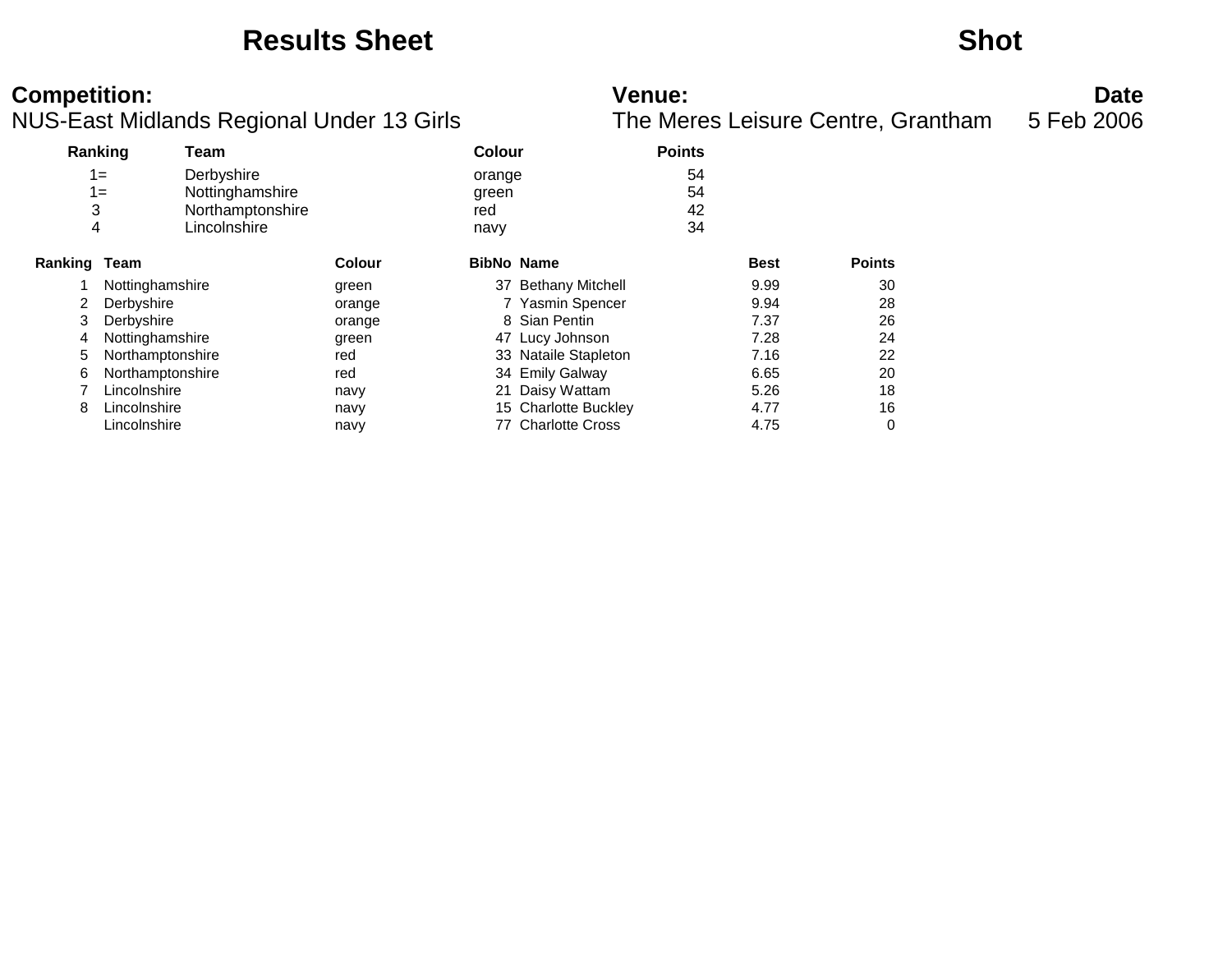# Results Sheet

# Shot

**Competition:**
NUS-East Midlands Regional Under 13 Girls

**Venue:**
The Meres Leisure Centre, Grantham

**Date**
5 Feb 2006

| Ranking | Team | Colour | Points |
|---|---|---|---|
| 1= | Derbyshire | orange | 54 |
| 1= | Nottinghamshire | green | 54 |
| 3 | Northamptonshire | red | 42 |
| 4 | Lincolnshire | navy | 34 |

| Ranking | Team | Colour | BibNo | Name | Best | Points |
|---|---|---|---|---|---|---|
| 1 | Nottinghamshire | green | 37 | Bethany Mitchell | 9.99 | 30 |
| 2 | Derbyshire | orange | 7 | Yasmin Spencer | 9.94 | 28 |
| 3 | Derbyshire | orange | 8 | Sian Pentin | 7.37 | 26 |
| 4 | Nottinghamshire | green | 47 | Lucy Johnson | 7.28 | 24 |
| 5 | Northamptonshire | red | 33 | Nataile Stapleton | 7.16 | 22 |
| 6 | Northamptonshire | red | 34 | Emily Galway | 6.65 | 20 |
| 7 | Lincolnshire | navy | 21 | Daisy Wattam | 5.26 | 18 |
| 8 | Lincolnshire | navy | 15 | Charlotte Buckley | 4.77 | 16 |
| | Lincolnshire | navy | 77 | Charlotte Cross | 4.75 | 0 |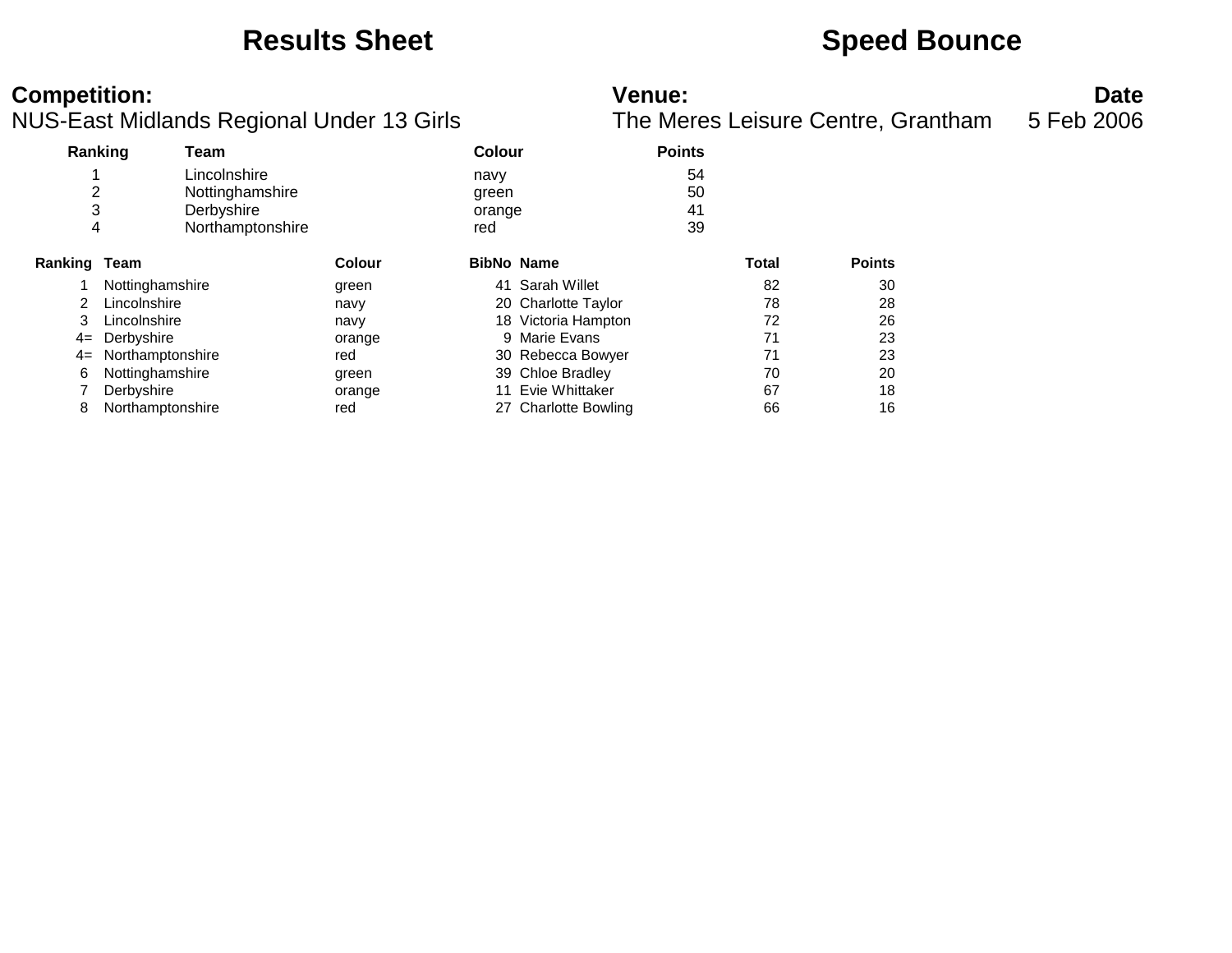# Results Sheet

# Speed Bounce

**Competition:**
NUS-East Midlands Regional Under 13 Girls

**Venue:**
The Meres Leisure Centre, Grantham

**Date**
5 Feb 2006

| Ranking | Team | Colour | Points |
|---|---|---|---|
| 1 | Lincolnshire | navy | 54 |
| 2 | Nottinghamshire | green | 50 |
| 3 | Derbyshire | orange | 41 |
| 4 | Northamptonshire | red | 39 |

| Ranking | Team | Colour | BibNo | Name | Total | Points |
|---|---|---|---|---|---|---|
| 1 | Nottinghamshire | green | 41 | Sarah Willet | 82 | 30 |
| 2 | Lincolnshire | navy | 20 | Charlotte Taylor | 78 | 28 |
| 3 | Lincolnshire | navy | 18 | Victoria Hampton | 72 | 26 |
| 4= | Derbyshire | orange | 9 | Marie Evans | 71 | 23 |
| 4= | Northamptonshire | red | 30 | Rebecca Bowyer | 71 | 23 |
| 6 | Nottinghamshire | green | 39 | Chloe Bradley | 70 | 20 |
| 7 | Derbyshire | orange | 11 | Evie Whittaker | 67 | 18 |
| 8 | Northamptonshire | red | 27 | Charlotte Bowling | 66 | 16 |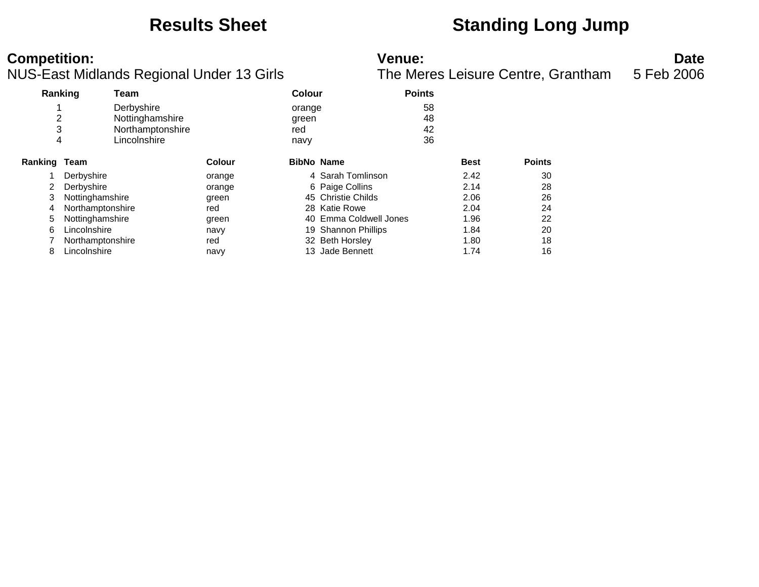# Results Sheet

# Standing Long Jump

**Competition:**
NUS-East Midlands Regional Under 13 Girls

**Venue:**
The Meres Leisure Centre, Grantham

**Date**
5 Feb 2006

| Ranking | Team | Colour | Points |
|---|---|---|---|
| 1 | Derbyshire | orange | 58 |
| 2 | Nottinghamshire | green | 48 |
| 3 | Northamptonshire | red | 42 |
| 4 | Lincolnshire | navy | 36 |

| Ranking | Team | Colour | BibNo | Name | Best | Points |
|---|---|---|---|---|---|---|
| 1 | Derbyshire | orange | 4 | Sarah Tomlinson | 2.42 | 30 |
| 2 | Derbyshire | orange | 6 | Paige Collins | 2.14 | 28 |
| 3 | Nottinghamshire | green | 45 | Christie Childs | 2.06 | 26 |
| 4 | Northamptonshire | red | 28 | Katie Rowe | 2.04 | 24 |
| 5 | Nottinghamshire | green | 40 | Emma Coldwell Jones | 1.96 | 22 |
| 6 | Lincolnshire | navy | 19 | Shannon Phillips | 1.84 | 20 |
| 7 | Northamptonshire | red | 32 | Beth Horsley | 1.80 | 18 |
| 8 | Lincolnshire | navy | 13 | Jade Bennett | 1.74 | 16 |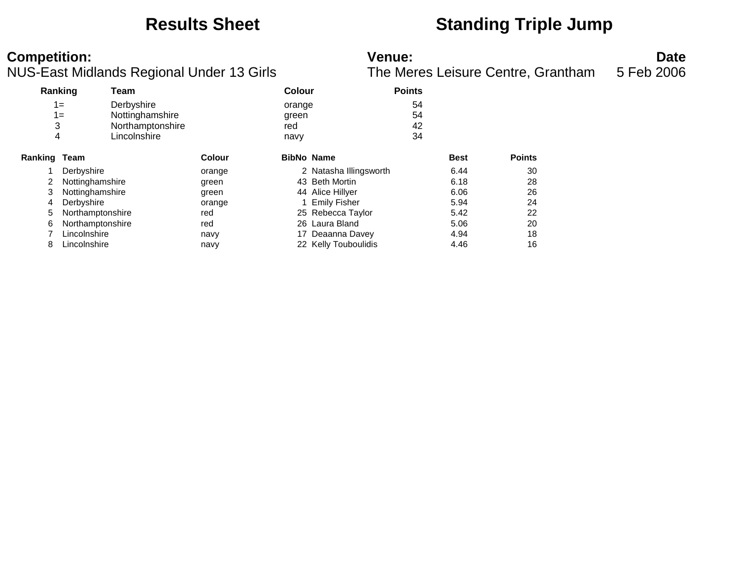# Results Sheet

# Standing Triple Jump

**Competition:**
NUS-East Midlands Regional Under 13 Girls

**Venue:**
The Meres Leisure Centre, Grantham

**Date**
5 Feb 2006

| Ranking | Team | Colour | Points |
|---|---|---|---|
| 1= | Derbyshire | orange | 54 |
| 1= | Nottinghamshire | green | 54 |
| 3 | Northamptonshire | red | 42 |
| 4 | Lincolnshire | navy | 34 |

| Ranking | Team | Colour | BibNo | Name | Best | Points |
|---|---|---|---|---|---|---|
| 1 | Derbyshire | orange | 2 | Natasha Illingsworth | 6.44 | 30 |
| 2 | Nottinghamshire | green | 43 | Beth Mortin | 6.18 | 28 |
| 3 | Nottinghamshire | green | 44 | Alice Hillyer | 6.06 | 26 |
| 4 | Derbyshire | orange | 1 | Emily Fisher | 5.94 | 24 |
| 5 | Northamptonshire | red | 25 | Rebecca Taylor | 5.42 | 22 |
| 6 | Northamptonshire | red | 26 | Laura Bland | 5.06 | 20 |
| 7 | Lincolnshire | navy | 17 | Deaanna Davey | 4.94 | 18 |
| 8 | Lincolnshire | navy | 22 | Kelly Touboulidis | 4.46 | 16 |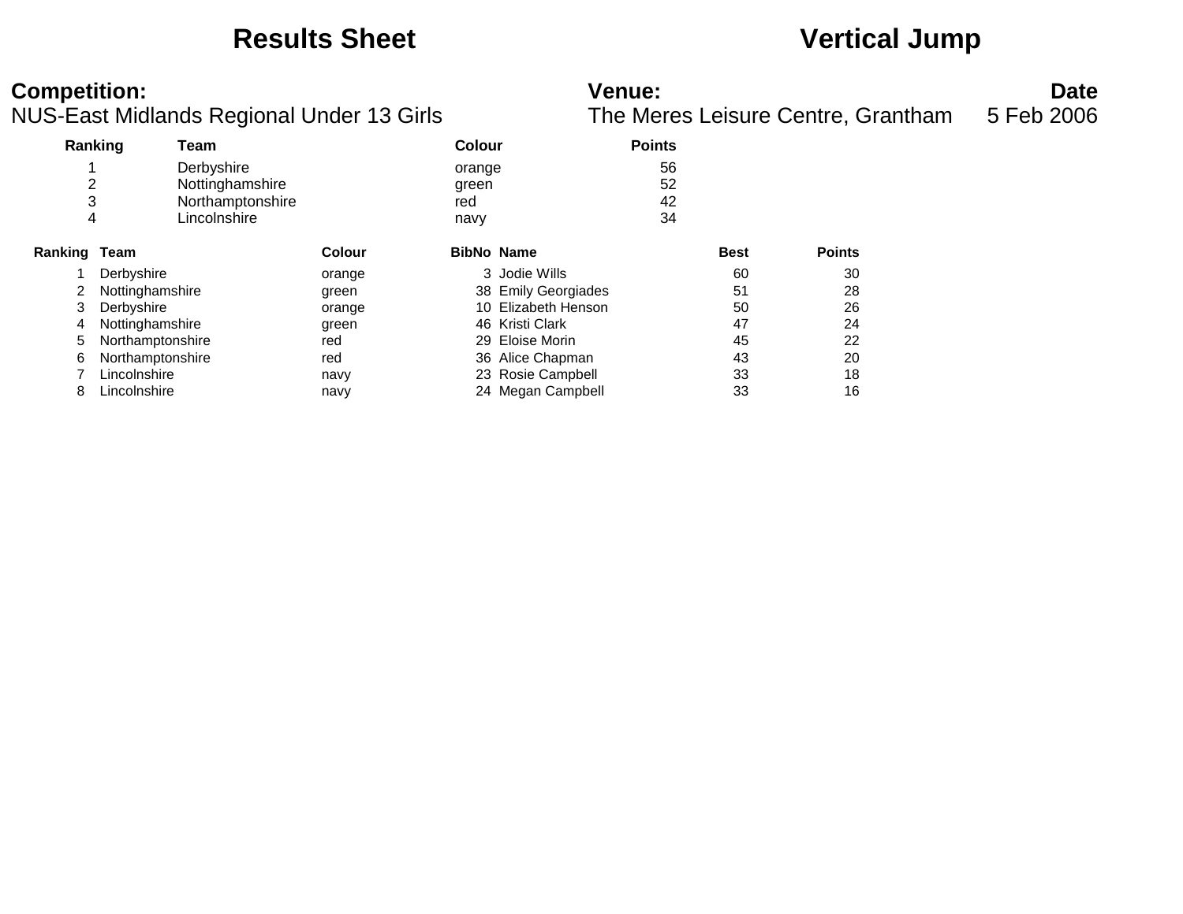# Results Sheet

# Vertical Jump

**Competition:**
NUS-East Midlands Regional Under 13 Girls

**Venue:**
The Meres Leisure Centre, Grantham

**Date**
5 Feb 2006

| Ranking | Team | Colour | Points |
|---|---|---|---|
| 1 | Derbyshire | orange | 56 |
| 2 | Nottinghamshire | green | 52 |
| 3 | Northamptonshire | red | 42 |
| 4 | Lincolnshire | navy | 34 |

| Ranking | Team | Colour | BibNo | Name | Best | Points |
|---|---|---|---|---|---|---|
| 1 | Derbyshire | orange | 3 | Jodie Wills | 60 | 30 |
| 2 | Nottinghamshire | green | 38 | Emily Georgiades | 51 | 28 |
| 3 | Derbyshire | orange | 10 | Elizabeth Henson | 50 | 26 |
| 4 | Nottinghamshire | green | 46 | Kristi Clark | 47 | 24 |
| 5 | Northamptonshire | red | 29 | Eloise Morin | 45 | 22 |
| 6 | Northamptonshire | red | 36 | Alice Chapman | 43 | 20 |
| 7 | Lincolnshire | navy | 23 | Rosie Campbell | 33 | 18 |
| 8 | Lincolnshire | navy | 24 | Megan Campbell | 33 | 16 |